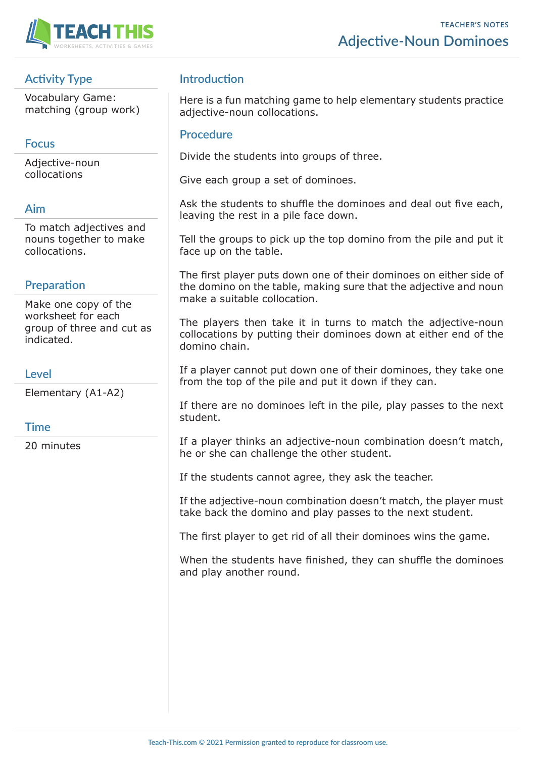TEACHER'S NOTES

# Adjective-Noun Dominoes

## Activity Type

Vocabulary Game: matching (group work)

## Focus

Adjective-noun collocations

## Aim

To match adjectives and nouns together to make collocations.

## Preparation

Make one copy of the worksheet for each group of three and cut as indicated.

## Level

Elementary (A1-A2)

## Time

20 minutes

## Introduction

Here is a fun matching game to help elementary students practice adjective-noun collocations.

## Procedure

Divide the students into groups of three.

Give each group a set of dominoes.

Ask the students to shuffle the dominoes and deal out five each, leaving the rest in a pile face down.

Tell the groups to pick up the top domino from the pile and put it face up on the table.

The first player puts down one of their dominoes on either side of the domino on the table, making sure that the adjective and noun make a suitable collocation.

The players then take it in turns to match the adjective-noun collocations by putting their dominoes down at either end of the domino chain.

If a player cannot put down one of their dominoes, they take one from the top of the pile and put it down if they can.

If there are no dominoes left in the pile, play passes to the next student.

If a player thinks an adjective-noun combination doesn't match, he or she can challenge the other student.

If the students cannot agree, they ask the teacher.

If the adjective-noun combination doesn't match, the player must take back the domino and play passes to the next student.

The first player to get rid of all their dominoes wins the game.

When the students have finished, they can shuffle the dominoes and play another round.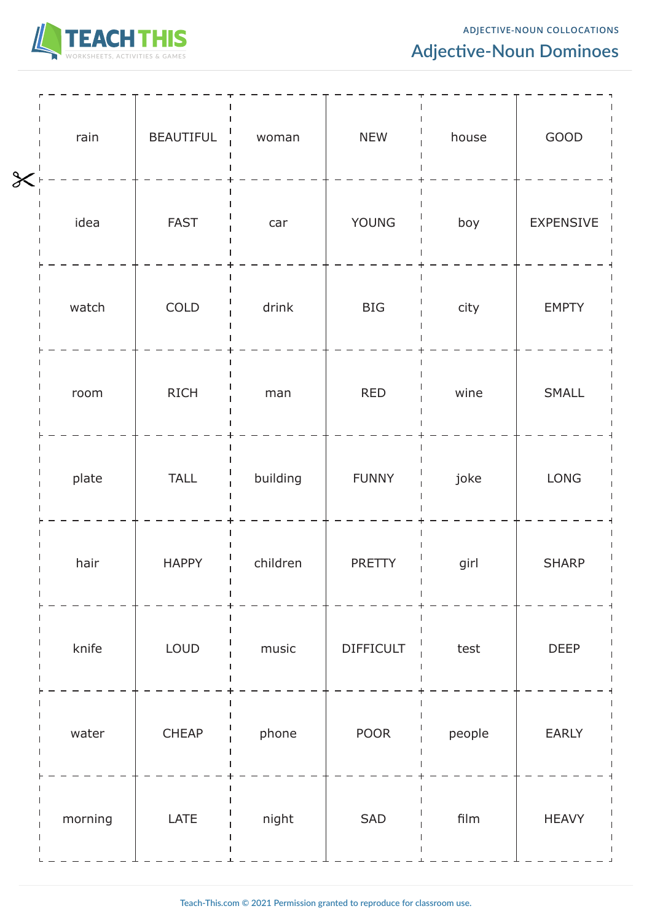# Adjective-Noun Dominoes

ADJECTIVE-NOUN COLLOCATIONS

| | | | | | |
|---|---|---|---|---|---|
| rain | BEAUTIFUL | woman | NEW | house | GOOD |
| idea | FAST | car | YOUNG | boy | EXPENSIVE |
| watch | COLD | drink | BIG | city | EMPTY |
| room | RICH | man | RED | wine | SMALL |
| plate | TALL | building | FUNNY | joke | LONG |
| hair | HAPPY | children | PRETTY | girl | SHARP |
| knife | LOUD | music | DIFFICULT | test | DEEP |
| water | CHEAP | phone | POOR | people | EARLY |
| morning | LATE | night | SAD | film | HEAVY |

Teach-This.com © 2021 Permission granted to reproduce for classroom use.